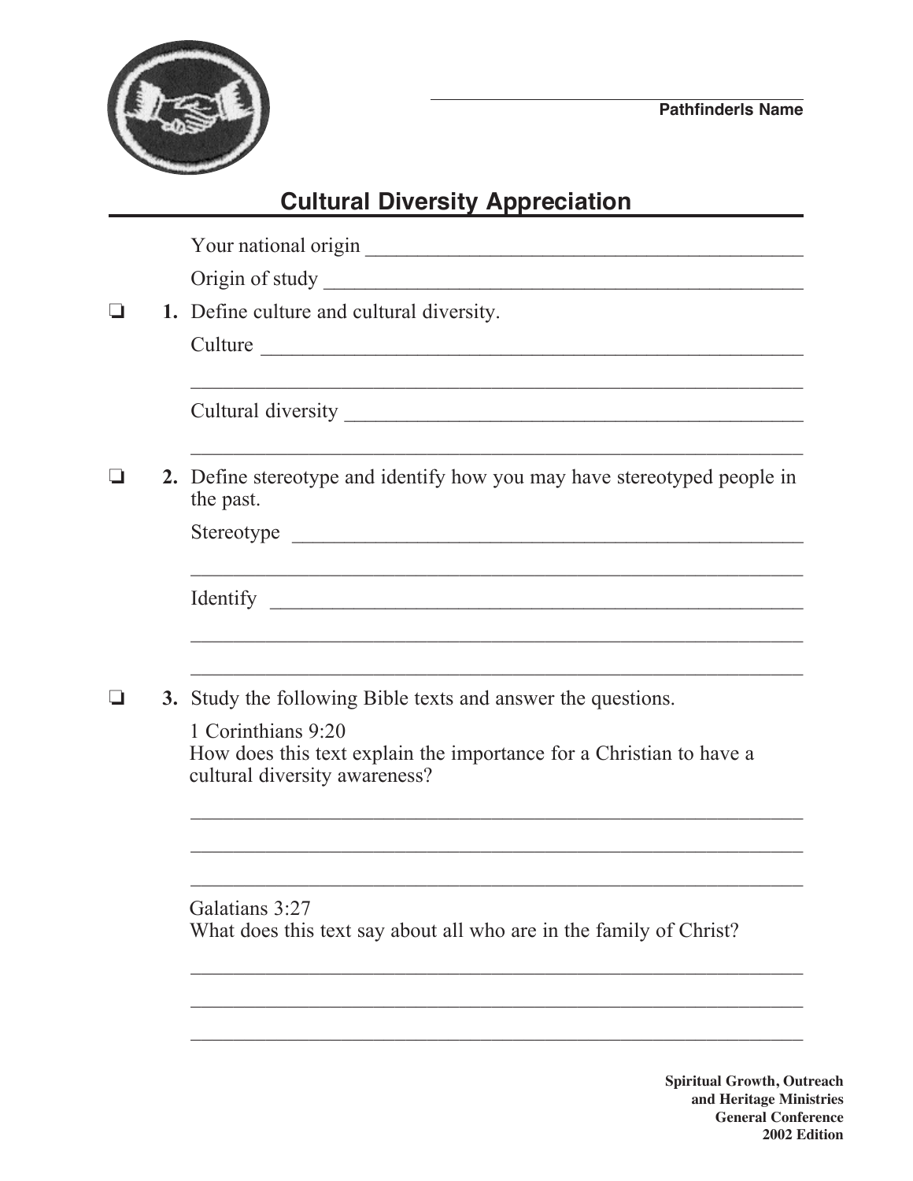Pathfinderls Name

# Cultural Diversity Appreciation

Your national origin ________________________________________

Origin of study ________________________________________

❏ **1.** Define culture and cultural diversity.

Culture ________________________________________

________________________________________

Cultural diversity ________________________________________

________________________________________

❏ **2.** Define stereotype and identify how you may have stereotyped people in the past.

Stereotype ________________________________________

________________________________________

Identify ________________________________________

________________________________________

________________________________________

❏ **3.** Study the following Bible texts and answer the questions.

1 Corinthians 9:20
How does this text explain the importance for a Christian to have a cultural diversity awareness?

________________________________________

________________________________________

________________________________________

Galatians 3:27
What does this text say about all who are in the family of Christ?

________________________________________

________________________________________

________________________________________

**Spiritual Growth, Outreach and Heritage Ministries**
**General Conference**
**2002 Edition**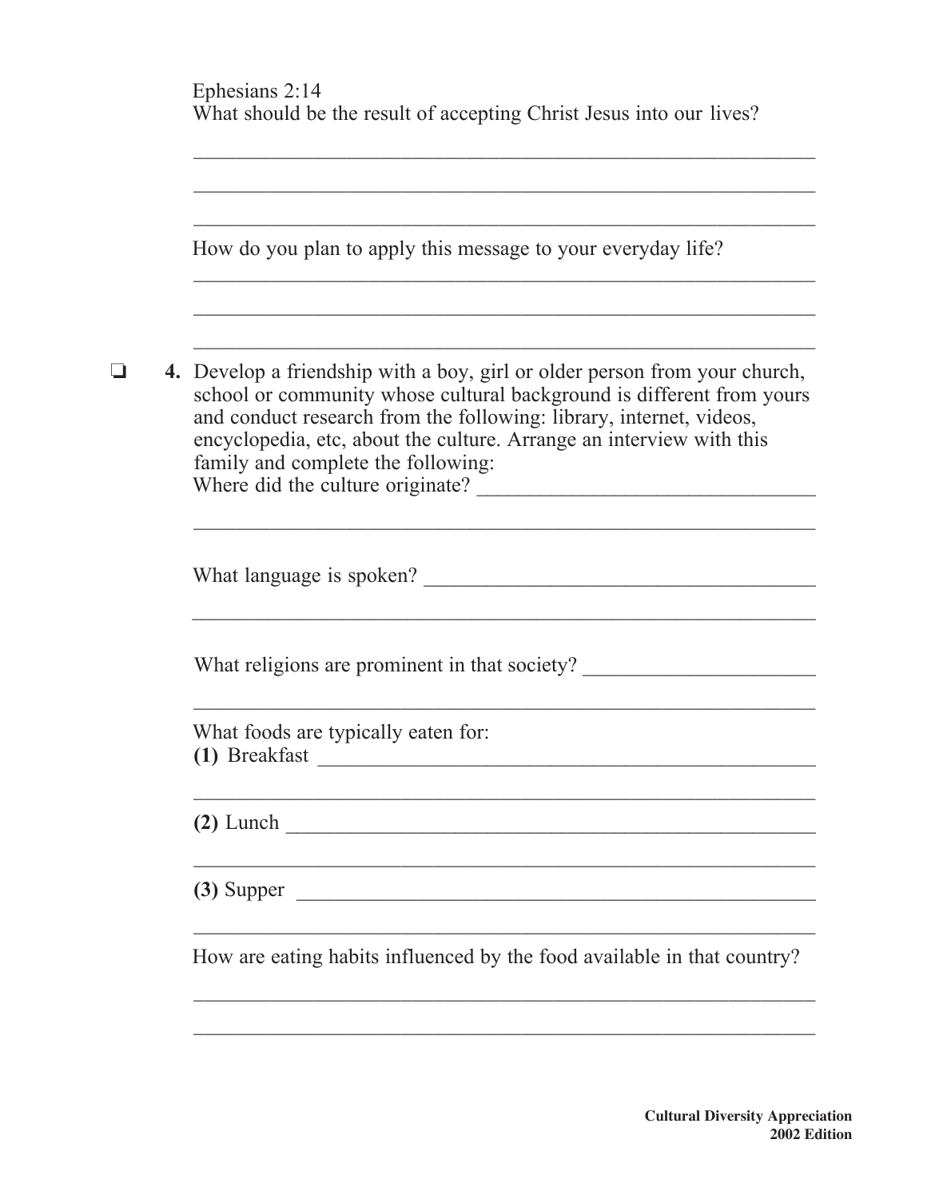Ephesians 2:14
What should be the result of accepting Christ Jesus into our lives?

___________________________________________________________

___________________________________________________________

___________________________________________________________

How do you plan to apply this message to your everyday life?

___________________________________________________________

___________________________________________________________

___________________________________________________________

❏ **4.** Develop a friendship with a boy, girl or older person from your church, school or community whose cultural background is different from yours and conduct research from the following: library, internet, videos, encyclopedia, etc, about the culture. Arrange an interview with this family and complete the following:

Where did the culture originate? ________________________________

___________________________________________________________

What language is spoken? _____________________________________

___________________________________________________________

What religions are prominent in that society? ______________________

___________________________________________________________

What foods are typically eaten for:

**(1)** Breakfast ________________________________________________

___________________________________________________________

**(2)** Lunch __________________________________________________

___________________________________________________________

**(3)** Supper _________________________________________________

___________________________________________________________

How are eating habits influenced by the food available in that country?

___________________________________________________________

___________________________________________________________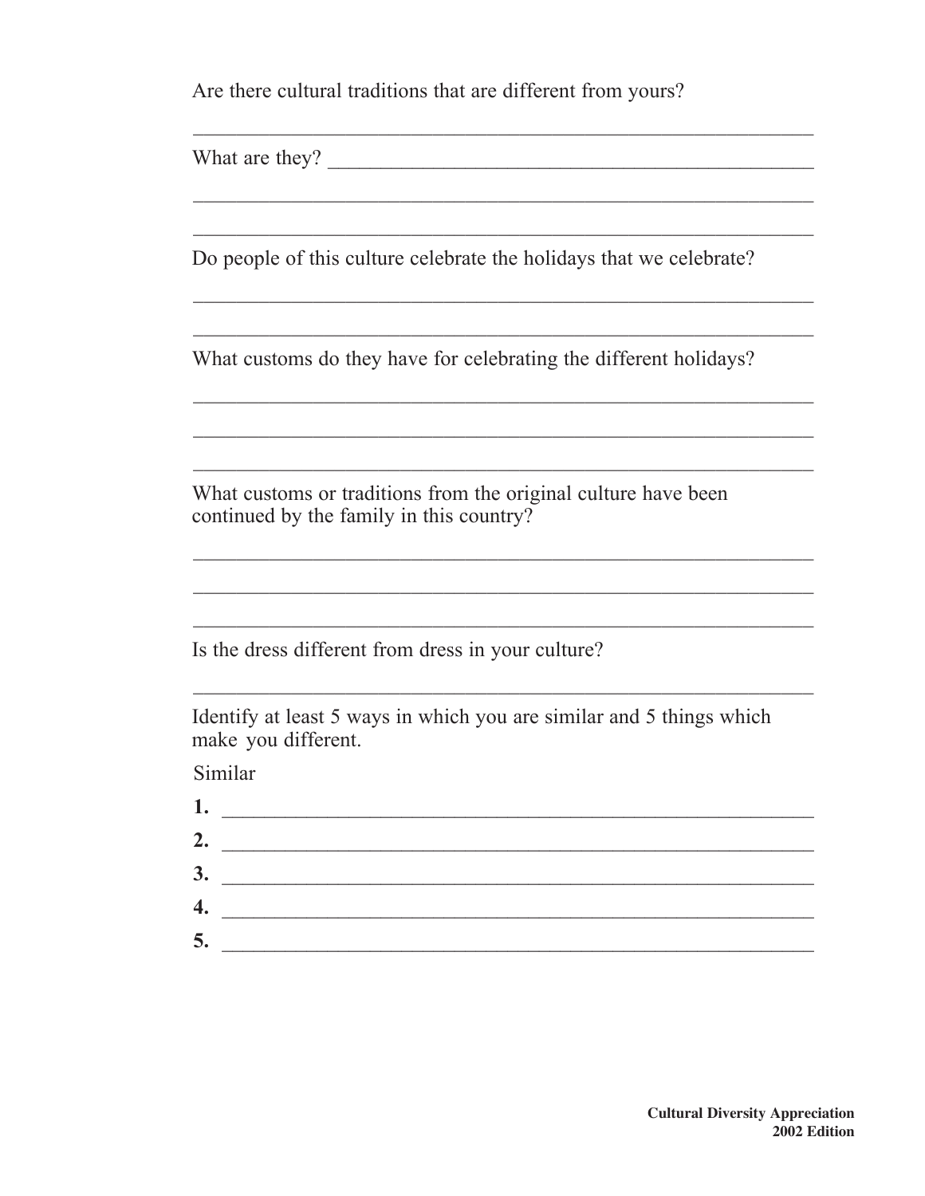Are there cultural traditions that are different from yours?

______________________________________________________________

What are they? ________________________________________________

______________________________________________________________

______________________________________________________________

Do people of this culture celebrate the holidays that we celebrate?

______________________________________________________________

______________________________________________________________

What customs do they have for celebrating the different holidays?

______________________________________________________________

______________________________________________________________

______________________________________________________________

What customs or traditions from the original culture have been continued by the family in this country?

______________________________________________________________

______________________________________________________________

______________________________________________________________

Is the dress different from dress in your culture?

______________________________________________________________

Identify at least 5 ways in which you are similar and 5 things which make you different.

Similar

**1.** ___________________________________________________________

**2.** ___________________________________________________________

**3.** ___________________________________________________________

**4.** ___________________________________________________________

**5.** ___________________________________________________________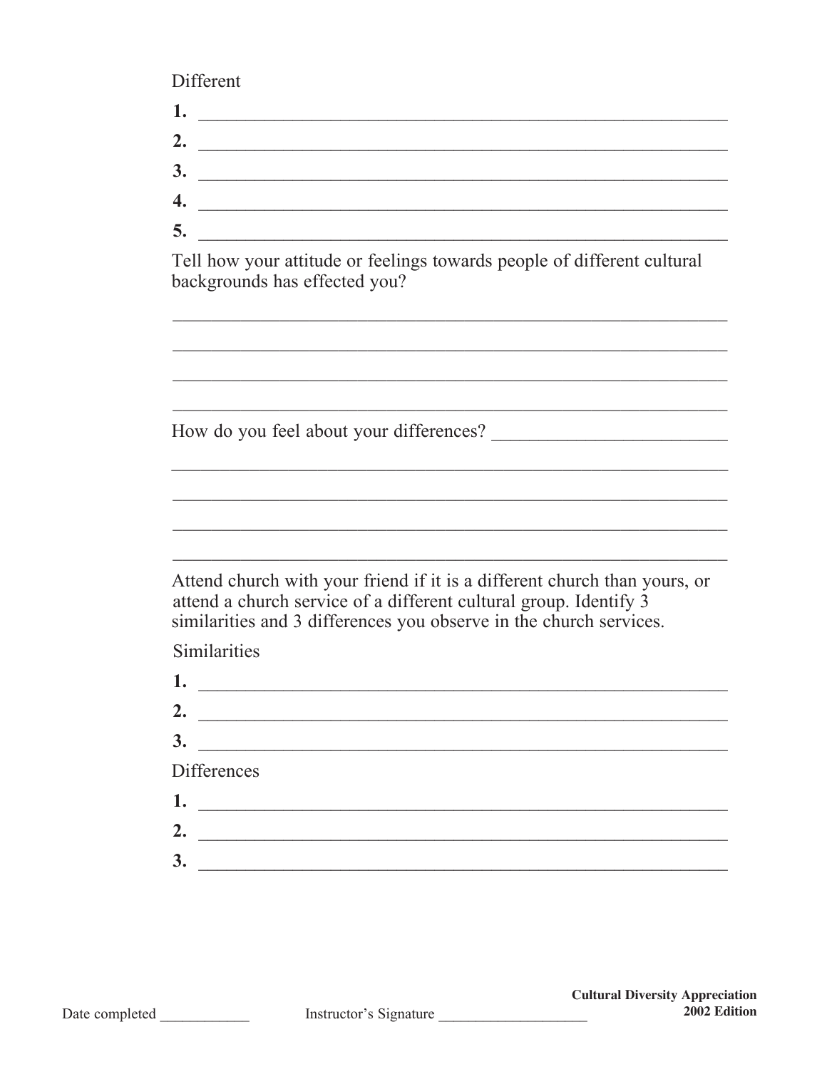Different

1. \_\_\_\_\_\_\_\_\_\_\_\_\_\_\_\_\_\_\_\_\_\_\_\_\_\_\_\_\_\_\_\_\_\_\_\_\_\_\_\_\_\_\_\_\_\_\_\_\_\_\_\_\_\_
2. \_\_\_\_\_\_\_\_\_\_\_\_\_\_\_\_\_\_\_\_\_\_\_\_\_\_\_\_\_\_\_\_\_\_\_\_\_\_\_\_\_\_\_\_\_\_\_\_\_\_\_\_\_\_
3. \_\_\_\_\_\_\_\_\_\_\_\_\_\_\_\_\_\_\_\_\_\_\_\_\_\_\_\_\_\_\_\_\_\_\_\_\_\_\_\_\_\_\_\_\_\_\_\_\_\_\_\_\_\_
4. \_\_\_\_\_\_\_\_\_\_\_\_\_\_\_\_\_\_\_\_\_\_\_\_\_\_\_\_\_\_\_\_\_\_\_\_\_\_\_\_\_\_\_\_\_\_\_\_\_\_\_\_\_\_
5. \_\_\_\_\_\_\_\_\_\_\_\_\_\_\_\_\_\_\_\_\_\_\_\_\_\_\_\_\_\_\_\_\_\_\_\_\_\_\_\_\_\_\_\_\_\_\_\_\_\_\_\_\_\_

Tell how your attitude or feelings towards people of different cultural backgrounds has effected you?

\_\_\_\_\_\_\_\_\_\_\_\_\_\_\_\_\_\_\_\_\_\_\_\_\_\_\_\_\_\_\_\_\_\_\_\_\_\_\_\_\_\_\_\_\_\_\_\_\_\_\_\_\_\_\_\_\_

\_\_\_\_\_\_\_\_\_\_\_\_\_\_\_\_\_\_\_\_\_\_\_\_\_\_\_\_\_\_\_\_\_\_\_\_\_\_\_\_\_\_\_\_\_\_\_\_\_\_\_\_\_\_\_\_\_

\_\_\_\_\_\_\_\_\_\_\_\_\_\_\_\_\_\_\_\_\_\_\_\_\_\_\_\_\_\_\_\_\_\_\_\_\_\_\_\_\_\_\_\_\_\_\_\_\_\_\_\_\_\_\_\_\_

\_\_\_\_\_\_\_\_\_\_\_\_\_\_\_\_\_\_\_\_\_\_\_\_\_\_\_\_\_\_\_\_\_\_\_\_\_\_\_\_\_\_\_\_\_\_\_\_\_\_\_\_\_\_\_\_\_

How do you feel about your differences? \_\_\_\_\_\_\_\_\_\_\_\_\_\_\_\_\_\_\_\_\_\_\_\_\_\_

\_\_\_\_\_\_\_\_\_\_\_\_\_\_\_\_\_\_\_\_\_\_\_\_\_\_\_\_\_\_\_\_\_\_\_\_\_\_\_\_\_\_\_\_\_\_\_\_\_\_\_\_\_\_\_\_\_

\_\_\_\_\_\_\_\_\_\_\_\_\_\_\_\_\_\_\_\_\_\_\_\_\_\_\_\_\_\_\_\_\_\_\_\_\_\_\_\_\_\_\_\_\_\_\_\_\_\_\_\_\_\_\_\_\_

\_\_\_\_\_\_\_\_\_\_\_\_\_\_\_\_\_\_\_\_\_\_\_\_\_\_\_\_\_\_\_\_\_\_\_\_\_\_\_\_\_\_\_\_\_\_\_\_\_\_\_\_\_\_\_\_\_

\_\_\_\_\_\_\_\_\_\_\_\_\_\_\_\_\_\_\_\_\_\_\_\_\_\_\_\_\_\_\_\_\_\_\_\_\_\_\_\_\_\_\_\_\_\_\_\_\_\_\_\_\_\_\_\_\_

Attend church with your friend if it is a different church than yours, or attend a church service of a different cultural group. Identify 3 similarities and 3 differences you observe in the church services.

Similarities

1. \_\_\_\_\_\_\_\_\_\_\_\_\_\_\_\_\_\_\_\_\_\_\_\_\_\_\_\_\_\_\_\_\_\_\_\_\_\_\_\_\_\_\_\_\_\_\_\_\_\_\_\_\_\_
2. \_\_\_\_\_\_\_\_\_\_\_\_\_\_\_\_\_\_\_\_\_\_\_\_\_\_\_\_\_\_\_\_\_\_\_\_\_\_\_\_\_\_\_\_\_\_\_\_\_\_\_\_\_\_
3. \_\_\_\_\_\_\_\_\_\_\_\_\_\_\_\_\_\_\_\_\_\_\_\_\_\_\_\_\_\_\_\_\_\_\_\_\_\_\_\_\_\_\_\_\_\_\_\_\_\_\_\_\_\_

Differences

1. \_\_\_\_\_\_\_\_\_\_\_\_\_\_\_\_\_\_\_\_\_\_\_\_\_\_\_\_\_\_\_\_\_\_\_\_\_\_\_\_\_\_\_\_\_\_\_\_\_\_\_\_\_\_
2. \_\_\_\_\_\_\_\_\_\_\_\_\_\_\_\_\_\_\_\_\_\_\_\_\_\_\_\_\_\_\_\_\_\_\_\_\_\_\_\_\_\_\_\_\_\_\_\_\_\_\_\_\_\_
3. \_\_\_\_\_\_\_\_\_\_\_\_\_\_\_\_\_\_\_\_\_\_\_\_\_\_\_\_\_\_\_\_\_\_\_\_\_\_\_\_\_\_\_\_\_\_\_\_\_\_\_\_\_\_

Date completed \_\_\_\_\_\_\_\_\_\_\_\_ Instructor's Signature \_\_\_\_\_\_\_\_\_\_\_\_\_\_\_\_\_\_\_\_